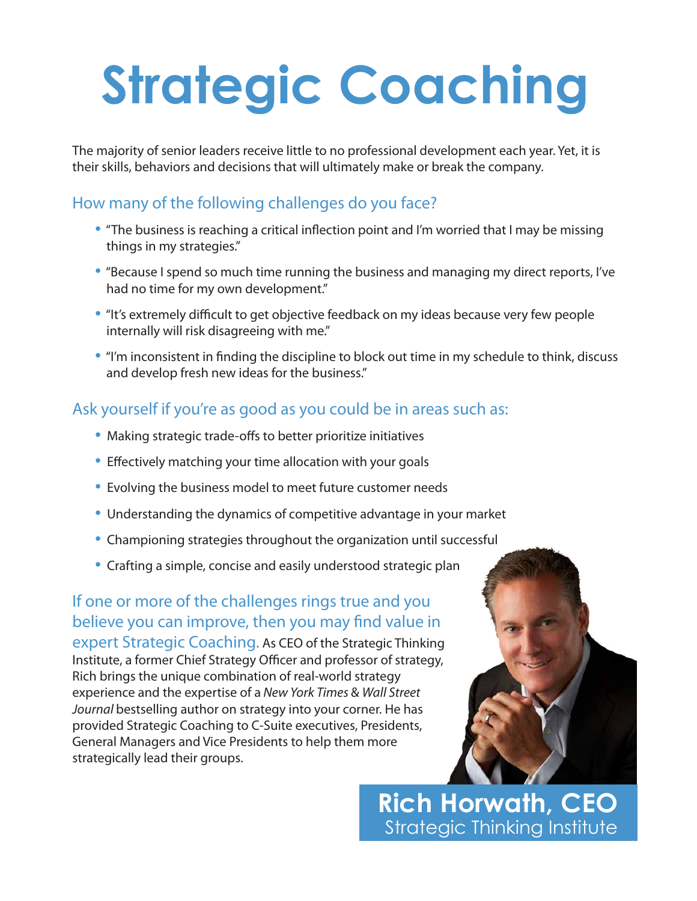# Strategic Coaching

The majority of senior leaders receive little to no professional development each year. Yet, it is their skills, behaviors and decisions that will ultimately make or break the company.

## How many of the following challenges do you face?

- "The business is reaching a critical inflection point and I'm worried that I may be missing things in my strategies."
- "Because I spend so much time running the business and managing my direct reports, I've had no time for my own development."
- "It's extremely difficult to get objective feedback on my ideas because very few people internally will risk disagreeing with me."
- "I'm inconsistent in finding the discipline to block out time in my schedule to think, discuss and develop fresh new ideas for the business."

## Ask yourself if you're as good as you could be in areas such as:

- Making strategic trade-offs to better prioritize initiatives
- Effectively matching your time allocation with your goals
- Evolving the business model to meet future customer needs
- Understanding the dynamics of competitive advantage in your market
- Championing strategies throughout the organization until successful
- Crafting a simple, concise and easily understood strategic plan

**If one or more of the challenges rings true and you believe you can improve, then you may find value in expert Strategic Coaching.** As CEO of the Strategic Thinking Institute, a former Chief Strategy Officer and professor of strategy, Rich brings the unique combination of real-world strategy experience and the expertise of a *New York Times* & *Wall Street Journal* bestselling author on strategy into your corner. He has provided Strategic Coaching to C-Suite executives, Presidents, General Managers and Vice Presidents to help them more strategically lead their groups.

**Rich Horwath, CEO**
Strategic Thinking Institute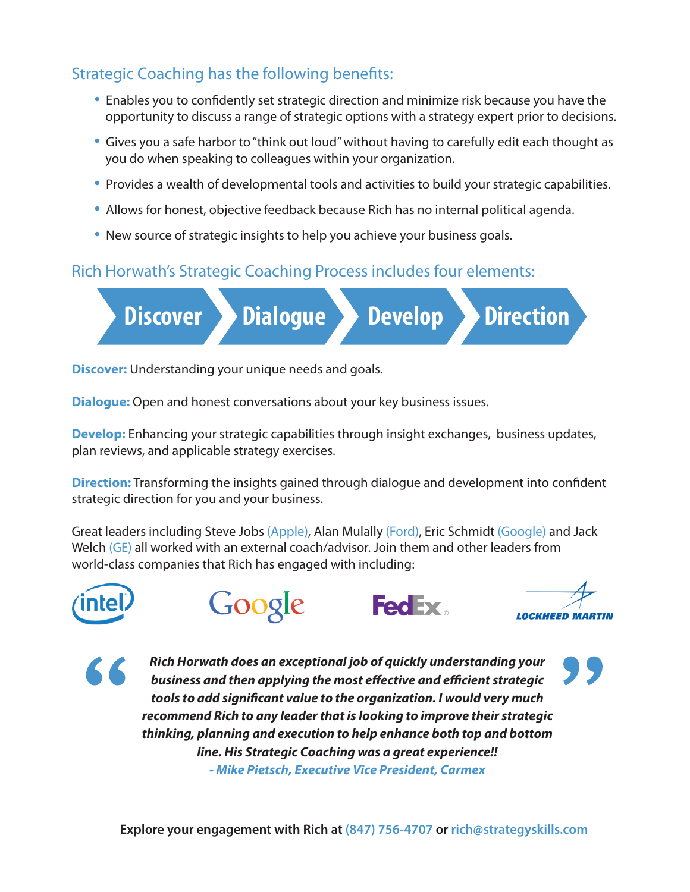## Strategic Coaching has the following benefits:

- Enables you to confidently set strategic direction and minimize risk because you have the opportunity to discuss a range of strategic options with a strategy expert prior to decisions.
- Gives you a safe harbor to "think out loud" without having to carefully edit each thought as you do when speaking to colleagues within your organization.
- Provides a wealth of developmental tools and activities to build your strategic capabilities.
- Allows for honest, objective feedback because Rich has no internal political agenda.
- New source of strategic insights to help you achieve your business goals.

## Rich Horwath's Strategic Coaching Process includes four elements:

Discover → Dialogue → Develop → Direction

**Discover:** Understanding your unique needs and goals.

**Dialogue:** Open and honest conversations about your key business issues.

**Develop:** Enhancing your strategic capabilities through insight exchanges, business updates, plan reviews, and applicable strategy exercises.

**Direction:** Transforming the insights gained through dialogue and development into confident strategic direction for you and your business.

Great leaders including Steve Jobs (Apple), Alan Mulally (Ford), Eric Schmidt (Google) and Jack Welch (GE) all worked with an external coach/advisor. Join them and other leaders from world-class companies that Rich has engaged with including:

intel   Google   FedEx   LOCKHEED MARTIN

> ***Rich Horwath does an exceptional job of quickly understanding your business and then applying the most effective and efficient strategic tools to add significant value to the organization. I would very much recommend Rich to any leader that is looking to improve their strategic thinking, planning and execution to help enhance both top and bottom line. His Strategic Coaching was a great experience!!***
>
> ***- Mike Pietsch, Executive Vice President, Carmex***

**Explore your engagement with Rich at (847) 756-4707 or rich@strategyskills.com**